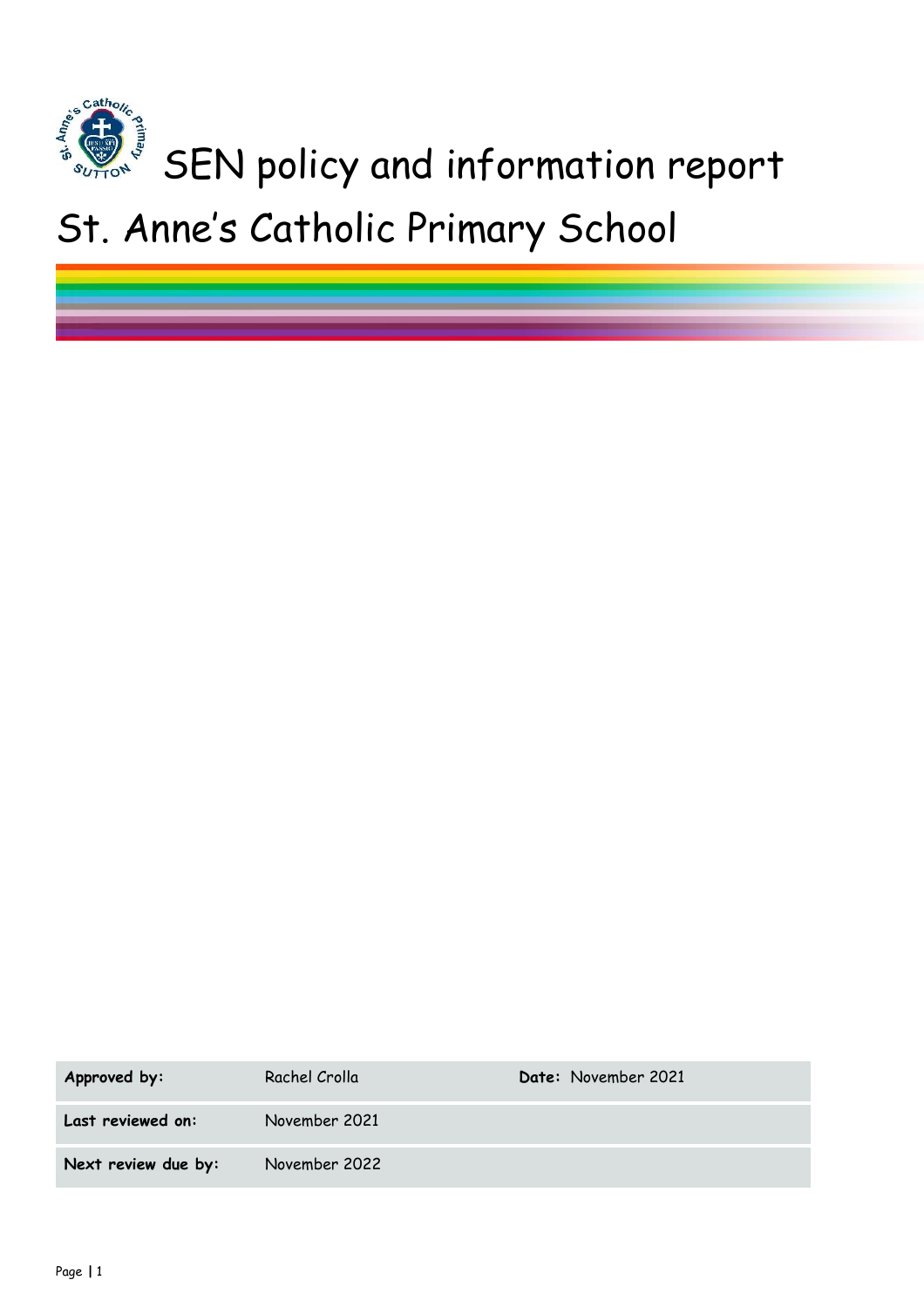# SEN policy and information report

# St. Anne's Catholic Primary School

| Approved by: | Rachel Crolla | Date: November 2021 |
| --- | --- | --- |
| Last reviewed on: | November 2021 | |
| Next review due by: | November 2022 | |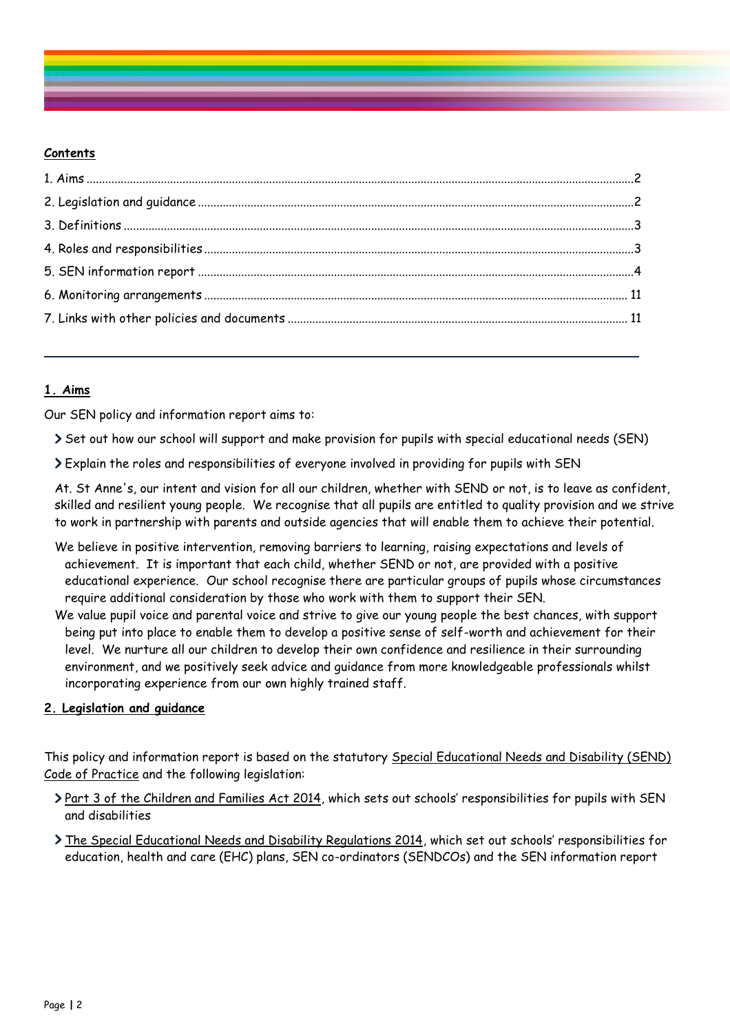**Contents**

1. Aims ....................................................................................................................................................2
2. Legislation and guidance ...................................................................................................................2
3. Definitions ..........................................................................................................................................3
4. Roles and responsibilities ...................................................................................................................3
5. SEN information report .....................................................................................................................4
6. Monitoring arrangements ................................................................................................................. 11
7. Links with other policies and documents ......................................................................................... 11

---

## 1. Aims

Our SEN policy and information report aims to:

- Set out how our school will support and make provision for pupils with special educational needs (SEN)
- Explain the roles and responsibilities of everyone involved in providing for pupils with SEN

At. St Anne's, our intent and vision for all our children, whether with SEND or not, is to leave as confident, skilled and resilient young people. We recognise that all pupils are entitled to quality provision and we strive to work in partnership with parents and outside agencies that will enable them to achieve their potential.

We believe in positive intervention, removing barriers to learning, raising expectations and levels of achievement. It is important that each child, whether SEND or not, are provided with a positive educational experience. Our school recognise there are particular groups of pupils whose circumstances require additional consideration by those who work with them to support their SEN.

We value pupil voice and parental voice and strive to give our young people the best chances, with support being put into place to enable them to develop a positive sense of self-worth and achievement for their level. We nurture all our children to develop their own confidence and resilience in their surrounding environment, and we positively seek advice and guidance from more knowledgeable professionals whilst incorporating experience from our own highly trained staff.

## 2. Legislation and guidance

This policy and information report is based on the statutory Special Educational Needs and Disability (SEND) Code of Practice and the following legislation:

- Part 3 of the Children and Families Act 2014, which sets out schools' responsibilities for pupils with SEN and disabilities
- The Special Educational Needs and Disability Regulations 2014, which set out schools' responsibilities for education, health and care (EHC) plans, SEN co-ordinators (SENDCOs) and the SEN information report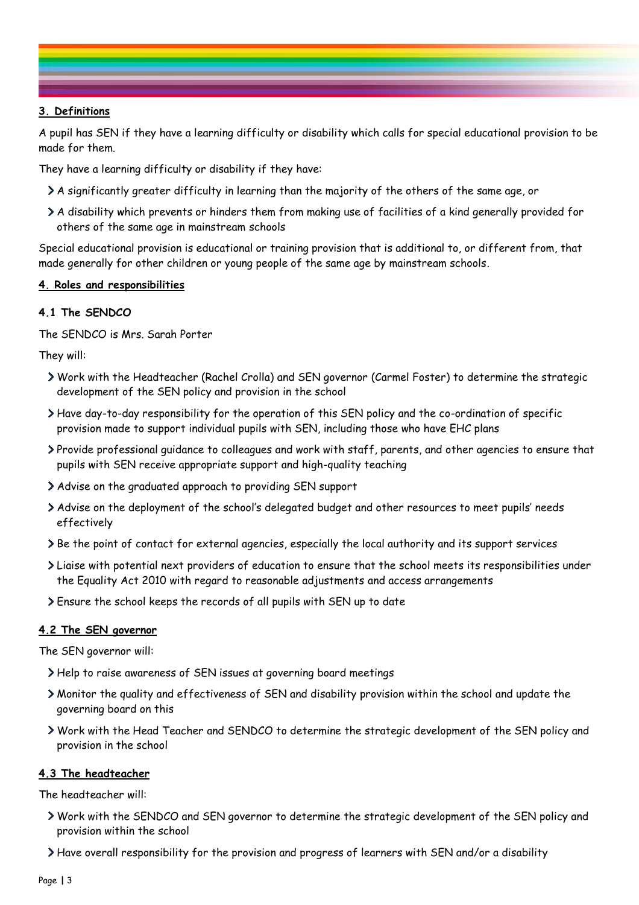## 3. Definitions

A pupil has SEN if they have a learning difficulty or disability which calls for special educational provision to be made for them.

They have a learning difficulty or disability if they have:

- A significantly greater difficulty in learning than the majority of the others of the same age, or
- A disability which prevents or hinders them from making use of facilities of a kind generally provided for others of the same age in mainstream schools

Special educational provision is educational or training provision that is additional to, or different from, that made generally for other children or young people of the same age by mainstream schools.

## 4. Roles and responsibilities

### 4.1 The SENDCO

The SENDCO is Mrs. Sarah Porter

They will:

- Work with the Headteacher (Rachel Crolla) and SEN governor (Carmel Foster) to determine the strategic development of the SEN policy and provision in the school
- Have day-to-day responsibility for the operation of this SEN policy and the co-ordination of specific provision made to support individual pupils with SEN, including those who have EHC plans
- Provide professional guidance to colleagues and work with staff, parents, and other agencies to ensure that pupils with SEN receive appropriate support and high-quality teaching
- Advise on the graduated approach to providing SEN support
- Advise on the deployment of the school's delegated budget and other resources to meet pupils' needs effectively
- Be the point of contact for external agencies, especially the local authority and its support services
- Liaise with potential next providers of education to ensure that the school meets its responsibilities under the Equality Act 2010 with regard to reasonable adjustments and access arrangements
- Ensure the school keeps the records of all pupils with SEN up to date

### 4.2 The SEN governor

The SEN governor will:

- Help to raise awareness of SEN issues at governing board meetings
- Monitor the quality and effectiveness of SEN and disability provision within the school and update the governing board on this
- Work with the Head Teacher and SENDCO to determine the strategic development of the SEN policy and provision in the school

### 4.3 The headteacher

The headteacher will:

- Work with the SENDCO and SEN governor to determine the strategic development of the SEN policy and provision within the school
- Have overall responsibility for the provision and progress of learners with SEN and/or a disability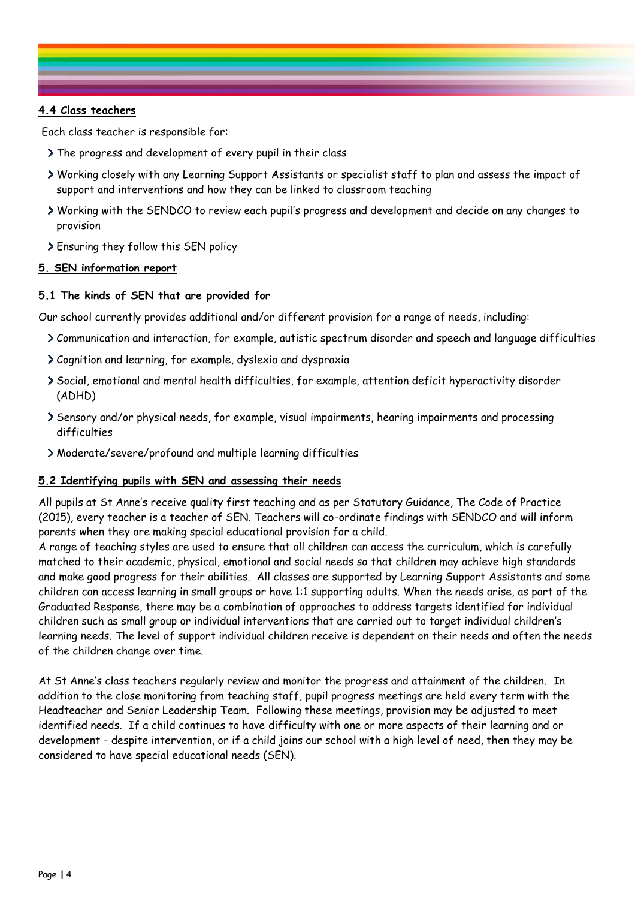### 4.4 Class teachers

Each class teacher is responsible for:

- The progress and development of every pupil in their class
- Working closely with any Learning Support Assistants or specialist staff to plan and assess the impact of support and interventions and how they can be linked to classroom teaching
- Working with the SENDCO to review each pupil's progress and development and decide on any changes to provision
- Ensuring they follow this SEN policy

## 5. SEN information report

### 5.1 The kinds of SEN that are provided for

Our school currently provides additional and/or different provision for a range of needs, including:

- Communication and interaction, for example, autistic spectrum disorder and speech and language difficulties
- Cognition and learning, for example, dyslexia and dyspraxia
- Social, emotional and mental health difficulties, for example, attention deficit hyperactivity disorder (ADHD)
- Sensory and/or physical needs, for example, visual impairments, hearing impairments and processing difficulties
- Moderate/severe/profound and multiple learning difficulties

### 5.2 Identifying pupils with SEN and assessing their needs

All pupils at St Anne's receive quality first teaching and as per Statutory Guidance, The Code of Practice (2015), every teacher is a teacher of SEN. Teachers will co-ordinate findings with SENDCO and will inform parents when they are making special educational provision for a child.

A range of teaching styles are used to ensure that all children can access the curriculum, which is carefully matched to their academic, physical, emotional and social needs so that children may achieve high standards and make good progress for their abilities. All classes are supported by Learning Support Assistants and some children can access learning in small groups or have 1:1 supporting adults. When the needs arise, as part of the Graduated Response, there may be a combination of approaches to address targets identified for individual children such as small group or individual interventions that are carried out to target individual children's learning needs. The level of support individual children receive is dependent on their needs and often the needs of the children change over time.

At St Anne's class teachers regularly review and monitor the progress and attainment of the children. In addition to the close monitoring from teaching staff, pupil progress meetings are held every term with the Headteacher and Senior Leadership Team. Following these meetings, provision may be adjusted to meet identified needs. If a child continues to have difficulty with one or more aspects of their learning and or development - despite intervention, or if a child joins our school with a high level of need, then they may be considered to have special educational needs (SEN).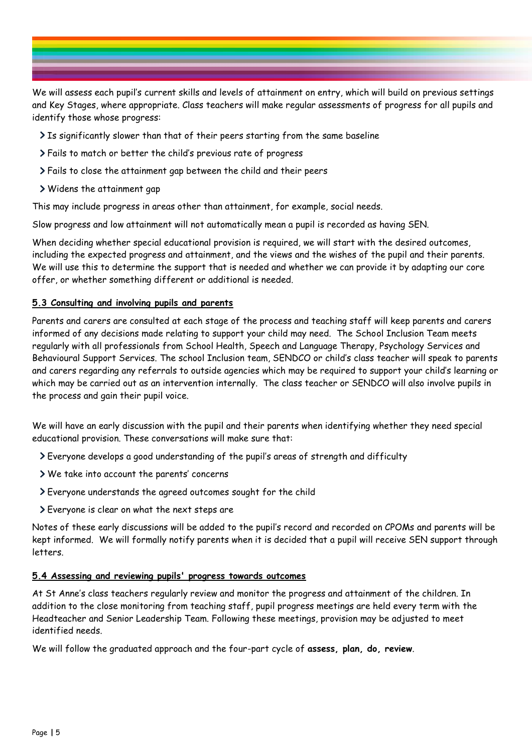We will assess each pupil's current skills and levels of attainment on entry, which will build on previous settings and Key Stages, where appropriate. Class teachers will make regular assessments of progress for all pupils and identify those whose progress:

- Is significantly slower than that of their peers starting from the same baseline
- Fails to match or better the child's previous rate of progress
- Fails to close the attainment gap between the child and their peers
- Widens the attainment gap

This may include progress in areas other than attainment, for example, social needs.

Slow progress and low attainment will not automatically mean a pupil is recorded as having SEN.

When deciding whether special educational provision is required, we will start with the desired outcomes, including the expected progress and attainment, and the views and the wishes of the pupil and their parents. We will use this to determine the support that is needed and whether we can provide it by adapting our core offer, or whether something different or additional is needed.

### 5.3 Consulting and involving pupils and parents

Parents and carers are consulted at each stage of the process and teaching staff will keep parents and carers informed of any decisions made relating to support your child may need. The School Inclusion Team meets regularly with all professionals from School Health, Speech and Language Therapy, Psychology Services and Behavioural Support Services. The school Inclusion team, SENDCO or child's class teacher will speak to parents and carers regarding any referrals to outside agencies which may be required to support your child's learning or which may be carried out as an intervention internally. The class teacher or SENDCO will also involve pupils in the process and gain their pupil voice.

We will have an early discussion with the pupil and their parents when identifying whether they need special educational provision. These conversations will make sure that:

- Everyone develops a good understanding of the pupil's areas of strength and difficulty
- We take into account the parents' concerns
- Everyone understands the agreed outcomes sought for the child
- Everyone is clear on what the next steps are

Notes of these early discussions will be added to the pupil's record and recorded on CPOMs and parents will be kept informed. We will formally notify parents when it is decided that a pupil will receive SEN support through letters.

### 5.4 Assessing and reviewing pupils' progress towards outcomes

At St Anne's class teachers regularly review and monitor the progress and attainment of the children. In addition to the close monitoring from teaching staff, pupil progress meetings are held every term with the Headteacher and Senior Leadership Team. Following these meetings, provision may be adjusted to meet identified needs.

We will follow the graduated approach and the four-part cycle of **assess, plan, do, review**.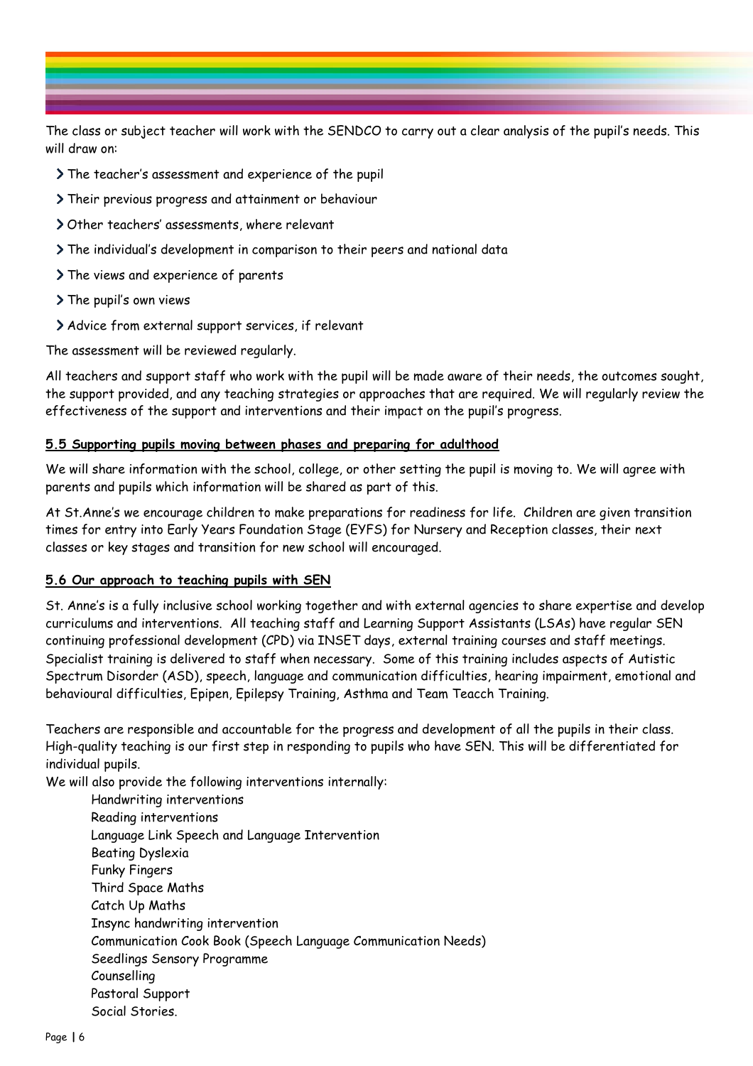The class or subject teacher will work with the SENDCO to carry out a clear analysis of the pupil's needs. This will draw on:

- The teacher's assessment and experience of the pupil
- Their previous progress and attainment or behaviour
- Other teachers' assessments, where relevant
- The individual's development in comparison to their peers and national data
- The views and experience of parents
- The pupil's own views
- Advice from external support services, if relevant

The assessment will be reviewed regularly.

All teachers and support staff who work with the pupil will be made aware of their needs, the outcomes sought, the support provided, and any teaching strategies or approaches that are required. We will regularly review the effectiveness of the support and interventions and their impact on the pupil's progress.

### 5.5 Supporting pupils moving between phases and preparing for adulthood

We will share information with the school, college, or other setting the pupil is moving to. We will agree with parents and pupils which information will be shared as part of this.

At St.Anne's we encourage children to make preparations for readiness for life. Children are given transition times for entry into Early Years Foundation Stage (EYFS) for Nursery and Reception classes, their next classes or key stages and transition for new school will encouraged.

### 5.6 Our approach to teaching pupils with SEN

St. Anne's is a fully inclusive school working together and with external agencies to share expertise and develop curriculums and interventions. All teaching staff and Learning Support Assistants (LSAs) have regular SEN continuing professional development (CPD) via INSET days, external training courses and staff meetings. Specialist training is delivered to staff when necessary. Some of this training includes aspects of Autistic Spectrum Disorder (ASD), speech, language and communication difficulties, hearing impairment, emotional and behavioural difficulties, Epipen, Epilepsy Training, Asthma and Team Teacch Training.

Teachers are responsible and accountable for the progress and development of all the pupils in their class. High-quality teaching is our first step in responding to pupils who have SEN. This will be differentiated for individual pupils.

We will also provide the following interventions internally:

- Handwriting interventions
- Reading interventions
- Language Link Speech and Language Intervention
- Beating Dyslexia
- Funky Fingers
- Third Space Maths
- Catch Up Maths
- Insync handwriting intervention
- Communication Cook Book (Speech Language Communication Needs)
- Seedlings Sensory Programme
- Counselling
- Pastoral Support
- Social Stories.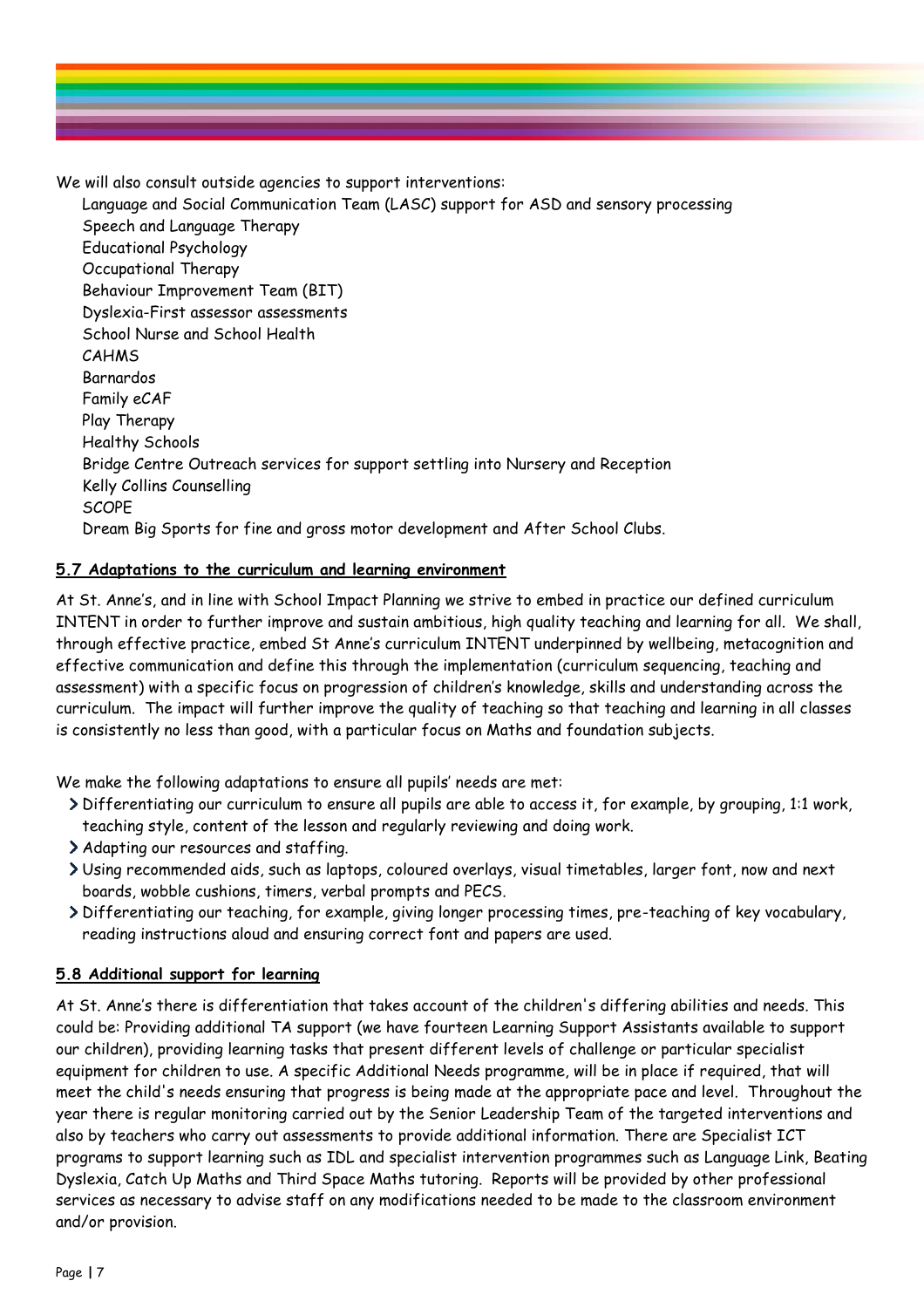We will also consult outside agencies to support interventions:

- Language and Social Communication Team (LASC) support for ASD and sensory processing
- Speech and Language Therapy
- Educational Psychology
- Occupational Therapy
- Behaviour Improvement Team (BIT)
- Dyslexia-First assessor assessments
- School Nurse and School Health
- CAHMS
- Barnardos
- Family eCAF
- Play Therapy
- Healthy Schools
- Bridge Centre Outreach services for support settling into Nursery and Reception
- Kelly Collins Counselling
- SCOPE
- Dream Big Sports for fine and gross motor development and After School Clubs.

### **5.7 Adaptations to the curriculum and learning environment**

At St. Anne's, and in line with School Impact Planning we strive to embed in practice our defined curriculum INTENT in order to further improve and sustain ambitious, high quality teaching and learning for all. We shall, through effective practice, embed St Anne's curriculum INTENT underpinned by wellbeing, metacognition and effective communication and define this through the implementation (curriculum sequencing, teaching and assessment) with a specific focus on progression of children's knowledge, skills and understanding across the curriculum. The impact will further improve the quality of teaching so that teaching and learning in all classes is consistently no less than good, with a particular focus on Maths and foundation subjects.

We make the following adaptations to ensure all pupils' needs are met:

- Differentiating our curriculum to ensure all pupils are able to access it, for example, by grouping, 1:1 work, teaching style, content of the lesson and regularly reviewing and doing work.
- Adapting our resources and staffing.
- Using recommended aids, such as laptops, coloured overlays, visual timetables, larger font, now and next boards, wobble cushions, timers, verbal prompts and PECS.
- Differentiating our teaching, for example, giving longer processing times, pre-teaching of key vocabulary, reading instructions aloud and ensuring correct font and papers are used.

### **5.8 Additional support for learning**

At St. Anne's there is differentiation that takes account of the children's differing abilities and needs. This could be: Providing additional TA support (we have fourteen Learning Support Assistants available to support our children), providing learning tasks that present different levels of challenge or particular specialist equipment for children to use. A specific Additional Needs programme, will be in place if required, that will meet the child's needs ensuring that progress is being made at the appropriate pace and level. Throughout the year there is regular monitoring carried out by the Senior Leadership Team of the targeted interventions and also by teachers who carry out assessments to provide additional information. There are Specialist ICT programs to support learning such as IDL and specialist intervention programmes such as Language Link, Beating Dyslexia, Catch Up Maths and Third Space Maths tutoring. Reports will be provided by other professional services as necessary to advise staff on any modifications needed to be made to the classroom environment and/or provision.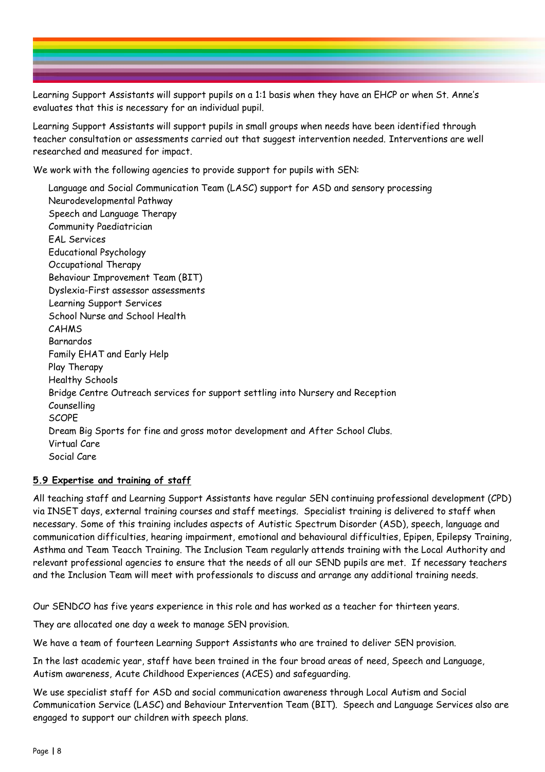Learning Support Assistants will support pupils on a 1:1 basis when they have an EHCP or when St. Anne's evaluates that this is necessary for an individual pupil.

Learning Support Assistants will support pupils in small groups when needs have been identified through teacher consultation or assessments carried out that suggest intervention needed. Interventions are well researched and measured for impact.

We work with the following agencies to provide support for pupils with SEN:

- Language and Social Communication Team (LASC) support for ASD and sensory processing
- Neurodevelopmental Pathway
- Speech and Language Therapy
- Community Paediatrician
- EAL Services
- Educational Psychology
- Occupational Therapy
- Behaviour Improvement Team (BIT)
- Dyslexia-First assessor assessments
- Learning Support Services
- School Nurse and School Health
- CAHMS
- Barnardos
- Family EHAT and Early Help
- Play Therapy
- Healthy Schools
- Bridge Centre Outreach services for support settling into Nursery and Reception
- Counselling
- SCOPE
- Dream Big Sports for fine and gross motor development and After School Clubs.
- Virtual Care
- Social Care

### 5.9 Expertise and training of staff

All teaching staff and Learning Support Assistants have regular SEN continuing professional development (CPD) via INSET days, external training courses and staff meetings. Specialist training is delivered to staff when necessary. Some of this training includes aspects of Autistic Spectrum Disorder (ASD), speech, language and communication difficulties, hearing impairment, emotional and behavioural difficulties, Epipen, Epilepsy Training, Asthma and Team Teacch Training. The Inclusion Team regularly attends training with the Local Authority and relevant professional agencies to ensure that the needs of all our SEND pupils are met. If necessary teachers and the Inclusion Team will meet with professionals to discuss and arrange any additional training needs.

Our SENDCO has five years experience in this role and has worked as a teacher for thirteen years.

They are allocated one day a week to manage SEN provision.

We have a team of fourteen Learning Support Assistants who are trained to deliver SEN provision.

In the last academic year, staff have been trained in the four broad areas of need, Speech and Language, Autism awareness, Acute Childhood Experiences (ACES) and safeguarding.

We use specialist staff for ASD and social communication awareness through Local Autism and Social Communication Service (LASC) and Behaviour Intervention Team (BIT). Speech and Language Services also are engaged to support our children with speech plans.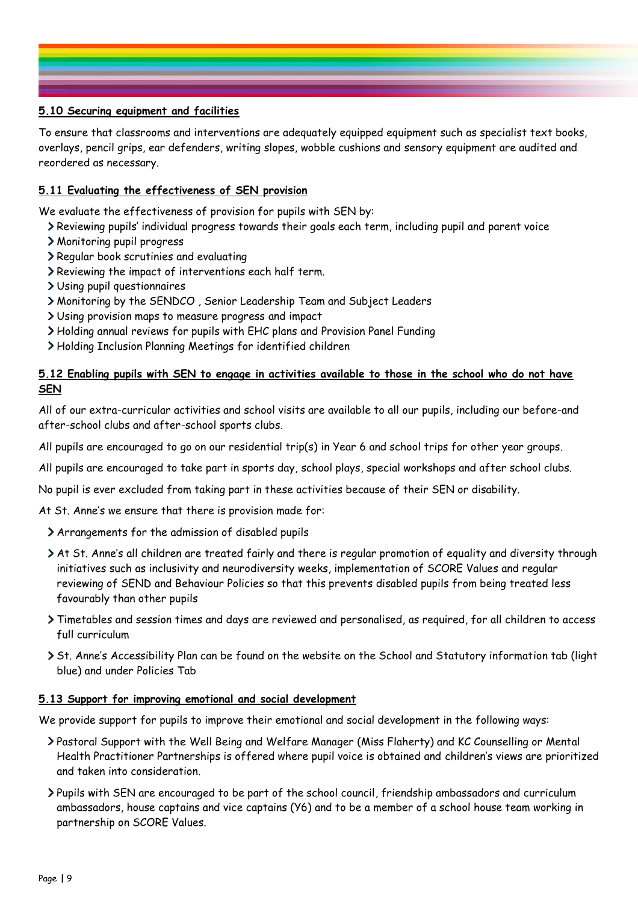**5.10 Securing equipment and facilities**

To ensure that classrooms and interventions are adequately equipped equipment such as specialist text books, overlays, pencil grips, ear defenders, writing slopes, wobble cushions and sensory equipment are audited and reordered as necessary.

**5.11 Evaluating the effectiveness of SEN provision**

We evaluate the effectiveness of provision for pupils with SEN by:

- Reviewing pupils' individual progress towards their goals each term, including pupil and parent voice
- Monitoring pupil progress
- Regular book scrutinies and evaluating
- Reviewing the impact of interventions each half term.
- Using pupil questionnaires
- Monitoring by the SENDCO , Senior Leadership Team and Subject Leaders
- Using provision maps to measure progress and impact
- Holding annual reviews for pupils with EHC plans and Provision Panel Funding
- Holding Inclusion Planning Meetings for identified children

**5.12 Enabling pupils with SEN to engage in activities available to those in the school who do not have SEN**

All of our extra-curricular activities and school visits are available to all our pupils, including our before-and after-school clubs and after-school sports clubs.

All pupils are encouraged to go on our residential trip(s) in Year 6 and school trips for other year groups.

All pupils are encouraged to take part in sports day, school plays, special workshops and after school clubs.

No pupil is ever excluded from taking part in these activities because of their SEN or disability.

At St. Anne's we ensure that there is provision made for:

- Arrangements for the admission of disabled pupils
- At St. Anne's all children are treated fairly and there is regular promotion of equality and diversity through initiatives such as inclusivity and neurodiversity weeks, implementation of SCORE Values and regular reviewing of SEND and Behaviour Policies so that this prevents disabled pupils from being treated less favourably than other pupils
- Timetables and session times and days are reviewed and personalised, as required, for all children to access full curriculum
- St. Anne's Accessibility Plan can be found on the website on the School and Statutory information tab (light blue) and under Policies Tab

**5.13 Support for improving emotional and social development**

We provide support for pupils to improve their emotional and social development in the following ways:

- Pastoral Support with the Well Being and Welfare Manager (Miss Flaherty) and KC Counselling or Mental Health Practitioner Partnerships is offered where pupil voice is obtained and children's views are prioritized and taken into consideration.
- Pupils with SEN are encouraged to be part of the school council, friendship ambassadors and curriculum ambassadors, house captains and vice captains (Y6) and to be a member of a school house team working in partnership on SCORE Values.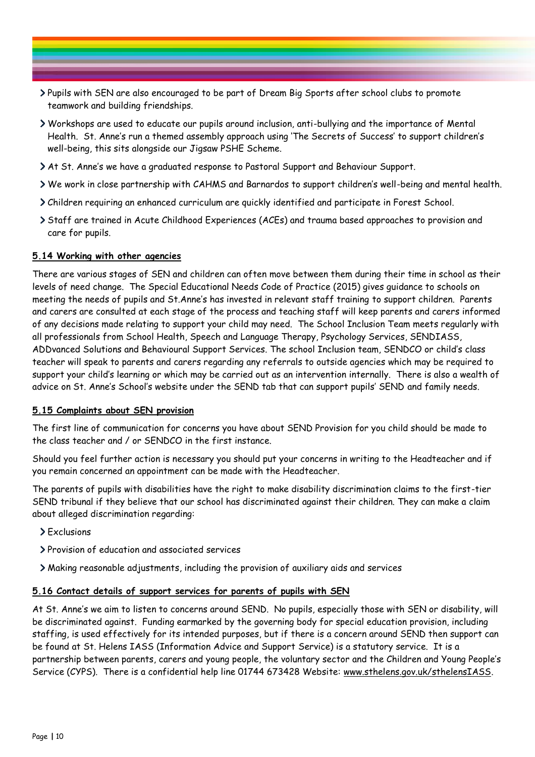- Pupils with SEN are also encouraged to be part of Dream Big Sports after school clubs to promote teamwork and building friendships.
- Workshops are used to educate our pupils around inclusion, anti-bullying and the importance of Mental Health. St. Anne's run a themed assembly approach using 'The Secrets of Success' to support children's well-being, this sits alongside our Jigsaw PSHE Scheme.
- At St. Anne's we have a graduated response to Pastoral Support and Behaviour Support.
- We work in close partnership with CAHMS and Barnardos to support children's well-being and mental health.
- Children requiring an enhanced curriculum are quickly identified and participate in Forest School.
- Staff are trained in Acute Childhood Experiences (ACEs) and trauma based approaches to provision and care for pupils.

### 5.14 Working with other agencies

There are various stages of SEN and children can often move between them during their time in school as their levels of need change. The Special Educational Needs Code of Practice (2015) gives guidance to schools on meeting the needs of pupils and St.Anne's has invested in relevant staff training to support children. Parents and carers are consulted at each stage of the process and teaching staff will keep parents and carers informed of any decisions made relating to support your child may need. The School Inclusion Team meets regularly with all professionals from School Health, Speech and Language Therapy, Psychology Services, SENDIASS, ADDvanced Solutions and Behavioural Support Services. The school Inclusion team, SENDCO or child's class teacher will speak to parents and carers regarding any referrals to outside agencies which may be required to support your child's learning or which may be carried out as an intervention internally. There is also a wealth of advice on St. Anne's School's website under the SEND tab that can support pupils' SEND and family needs.

### 5.15 Complaints about SEN provision

The first line of communication for concerns you have about SEND Provision for you child should be made to the class teacher and / or SENDCO in the first instance.

Should you feel further action is necessary you should put your concerns in writing to the Headteacher and if you remain concerned an appointment can be made with the Headteacher.

The parents of pupils with disabilities have the right to make disability discrimination claims to the first-tier SEND tribunal if they believe that our school has discriminated against their children. They can make a claim about alleged discrimination regarding:

- Exclusions
- Provision of education and associated services
- Making reasonable adjustments, including the provision of auxiliary aids and services

### 5.16 Contact details of support services for parents of pupils with SEN

At St. Anne's we aim to listen to concerns around SEND. No pupils, especially those with SEN or disability, will be discriminated against. Funding earmarked by the governing body for special education provision, including staffing, is used effectively for its intended purposes, but if there is a concern around SEND then support can be found at St. Helens IASS (Information Advice and Support Service) is a statutory service. It is a partnership between parents, carers and young people, the voluntary sector and the Children and Young People's Service (CYPS). There is a confidential help line 01744 673428 Website: www.sthelens.gov.uk/sthelensIASS.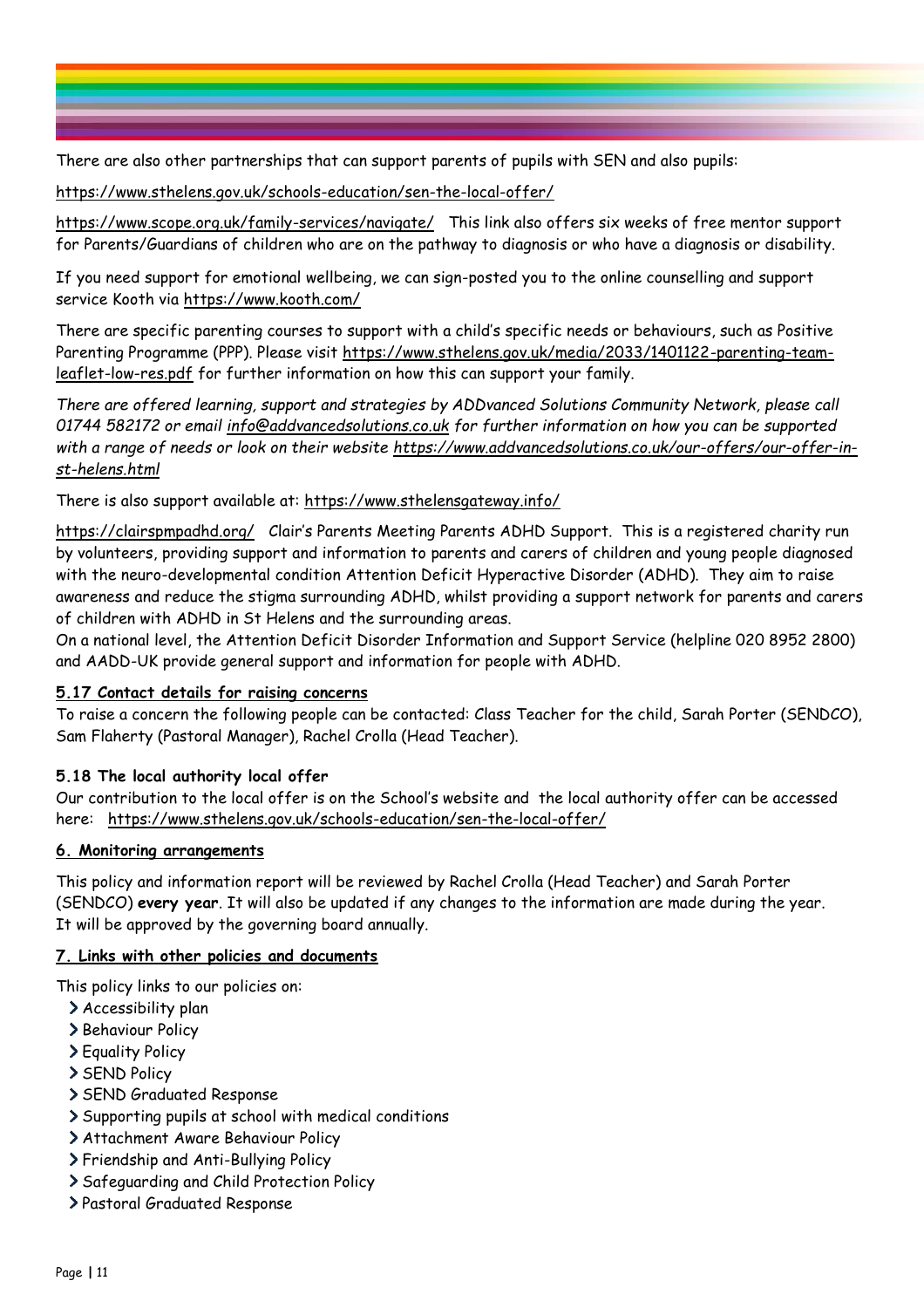There are also other partnerships that can support parents of pupils with SEN and also pupils:

https://www.sthelens.gov.uk/schools-education/sen-the-local-offer/

https://www.scope.org.uk/family-services/navigate/ This link also offers six weeks of free mentor support for Parents/Guardians of children who are on the pathway to diagnosis or who have a diagnosis or disability.

If you need support for emotional wellbeing, we can sign-posted you to the online counselling and support service Kooth via https://www.kooth.com/

There are specific parenting courses to support with a child's specific needs or behaviours, such as Positive Parenting Programme (PPP). Please visit https://www.sthelens.gov.uk/media/2033/1401122-parenting-team-leaflet-low-res.pdf for further information on how this can support your family.

*There are offered learning, support and strategies by ADDvanced Solutions Community Network, please call 01744 582172 or email info@addvancedsolutions.co.uk for further information on how you can be supported with a range of needs or look on their website https://www.addvancedsolutions.co.uk/our-offers/our-offer-in-st-helens.html*

There is also support available at: https://www.sthelensgateway.info/

https://clairspmpadhd.org/ Clair's Parents Meeting Parents ADHD Support. This is a registered charity run by volunteers, providing support and information to parents and carers of children and young people diagnosed with the neuro-developmental condition Attention Deficit Hyperactive Disorder (ADHD). They aim to raise awareness and reduce the stigma surrounding ADHD, whilst providing a support network for parents and carers of children with ADHD in St Helens and the surrounding areas.
On a national level, the Attention Deficit Disorder Information and Support Service (helpline 020 8952 2800) and AADD-UK provide general support and information for people with ADHD.

### 5.17 Contact details for raising concerns

To raise a concern the following people can be contacted: Class Teacher for the child, Sarah Porter (SENDCO), Sam Flaherty (Pastoral Manager), Rachel Crolla (Head Teacher).

### 5.18 The local authority local offer

Our contribution to the local offer is on the School's website and the local authority offer can be accessed here: https://www.sthelens.gov.uk/schools-education/sen-the-local-offer/

## 6. Monitoring arrangements

This policy and information report will be reviewed by Rachel Crolla (Head Teacher) and Sarah Porter (SENDCO) **every year**. It will also be updated if any changes to the information are made during the year. It will be approved by the governing board annually.

## 7. Links with other policies and documents

This policy links to our policies on:

- Accessibility plan
- Behaviour Policy
- Equality Policy
- SEND Policy
- SEND Graduated Response
- Supporting pupils at school with medical conditions
- Attachment Aware Behaviour Policy
- Friendship and Anti-Bullying Policy
- Safeguarding and Child Protection Policy
- Pastoral Graduated Response